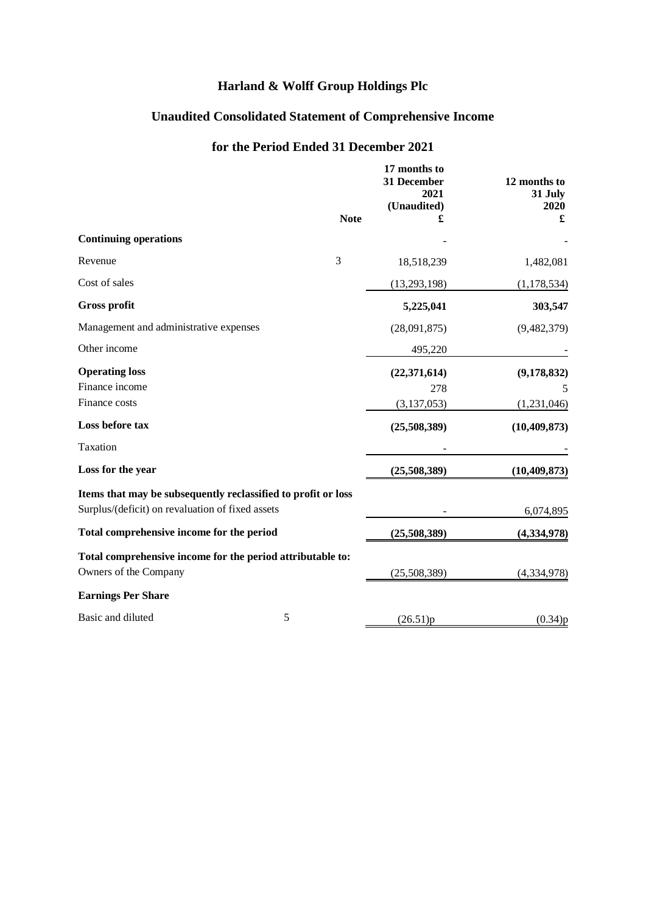# Harland & Wolff Group Holdings Plc

## Unaudited Consolidated Statement of Comprehensive Income

## for the Period Ended 31 December 2021

| | Note | 17 months to 31 December 2021 (Unaudited) £ | 12 months to 31 July 2020 £ |
|---|---|---|---|
| **Continuing operations** | | - | - |
| Revenue | 3 | 18,518,239 | 1,482,081 |
| Cost of sales | | (13,293,198) | (1,178,534) |
| **Gross profit** | | **5,225,041** | **303,547** |
| Management and administrative expenses | | (28,091,875) | (9,482,379) |
| Other income | | 495,220 | - |
| **Operating loss** | | **(22,371,614)** | **(9,178,832)** |
| Finance income | | 278 | 5 |
| Finance costs | | (3,137,053) | (1,231,046) |
| **Loss before tax** | | **(25,508,389)** | **(10,409,873)** |
| Taxation | | - | - |
| **Loss for the year** | | **(25,508,389)** | **(10,409,873)** |
| **Items that may be subsequently reclassified to profit or loss** | | | |
| Surplus/(deficit) on revaluation of fixed assets | | - | 6,074,895 |
| **Total comprehensive income for the period** | | **(25,508,389)** | **(4,334,978)** |
| **Total comprehensive income for the period attributable to:** | | | |
| Owners of the Company | | (25,508,389) | (4,334,978) |
| **Earnings Per Share** | | | |
| Basic and diluted | 5 | (26.51)p | (0.34)p |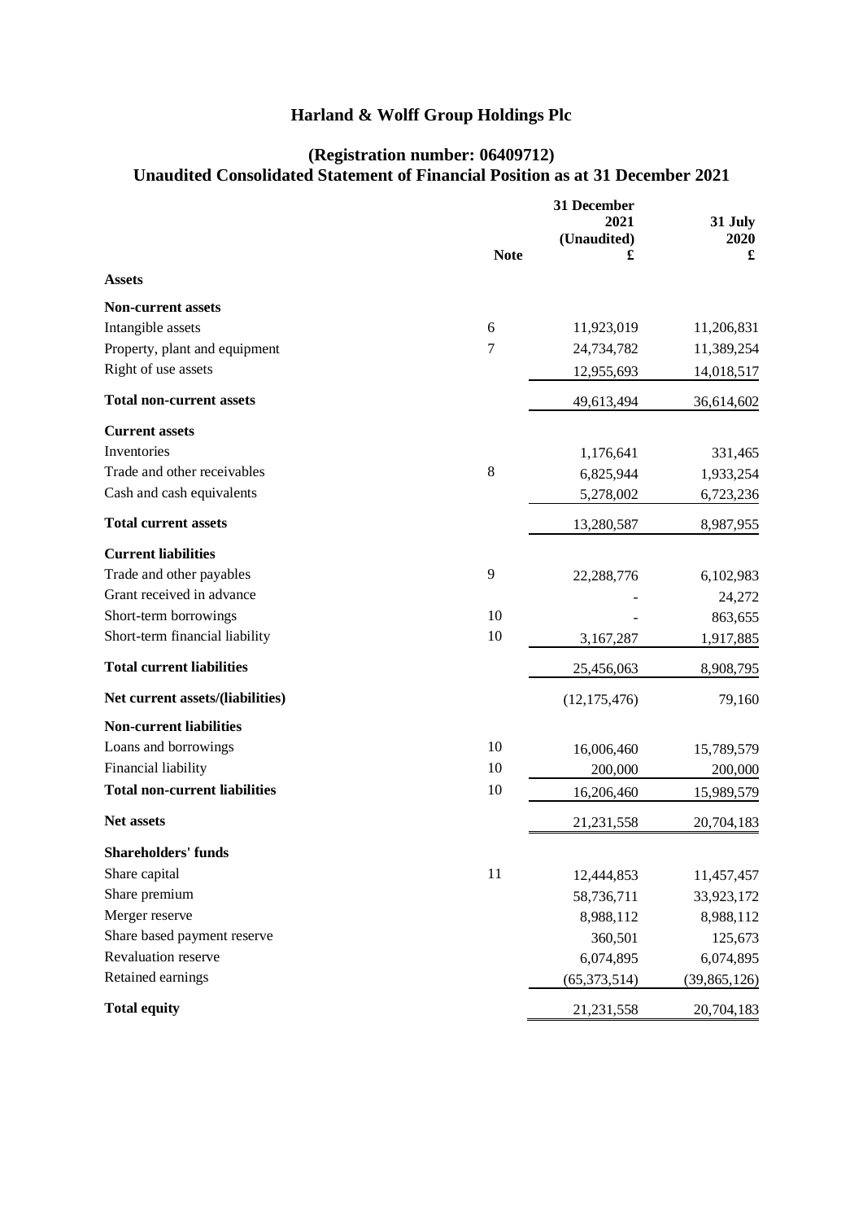# Harland & Wolff Group Holdings Plc

## (Registration number: 06409712)
## Unaudited Consolidated Statement of Financial Position as at 31 December 2021

| | Note | 31 December 2021 (Unaudited) £ | 31 July 2020 £ |
|---|---|---|---|
| **Assets** | | | |
| **Non-current assets** | | | |
| Intangible assets | 6 | 11,923,019 | 11,206,831 |
| Property, plant and equipment | 7 | 24,734,782 | 11,389,254 |
| Right of use assets | | 12,955,693 | 14,018,517 |
| **Total non-current assets** | | 49,613,494 | 36,614,602 |
| **Current assets** | | | |
| Inventories | | 1,176,641 | 331,465 |
| Trade and other receivables | 8 | 6,825,944 | 1,933,254 |
| Cash and cash equivalents | | 5,278,002 | 6,723,236 |
| **Total current assets** | | 13,280,587 | 8,987,955 |
| **Current liabilities** | | | |
| Trade and other payables | 9 | 22,288,776 | 6,102,983 |
| Grant received in advance | | - | 24,272 |
| Short-term borrowings | 10 | - | 863,655 |
| Short-term financial liability | 10 | 3,167,287 | 1,917,885 |
| **Total current liabilities** | | 25,456,063 | 8,908,795 |
| **Net current assets/(liabilities)** | | (12,175,476) | 79,160 |
| **Non-current liabilities** | | | |
| Loans and borrowings | 10 | 16,006,460 | 15,789,579 |
| Financial liability | 10 | 200,000 | 200,000 |
| **Total non-current liabilities** | 10 | 16,206,460 | 15,989,579 |
| **Net assets** | | 21,231,558 | 20,704,183 |
| **Shareholders' funds** | | | |
| Share capital | 11 | 12,444,853 | 11,457,457 |
| Share premium | | 58,736,711 | 33,923,172 |
| Merger reserve | | 8,988,112 | 8,988,112 |
| Share based payment reserve | | 360,501 | 125,673 |
| Revaluation reserve | | 6,074,895 | 6,074,895 |
| Retained earnings | | (65,373,514) | (39,865,126) |
| **Total equity** | | 21,231,558 | 20,704,183 |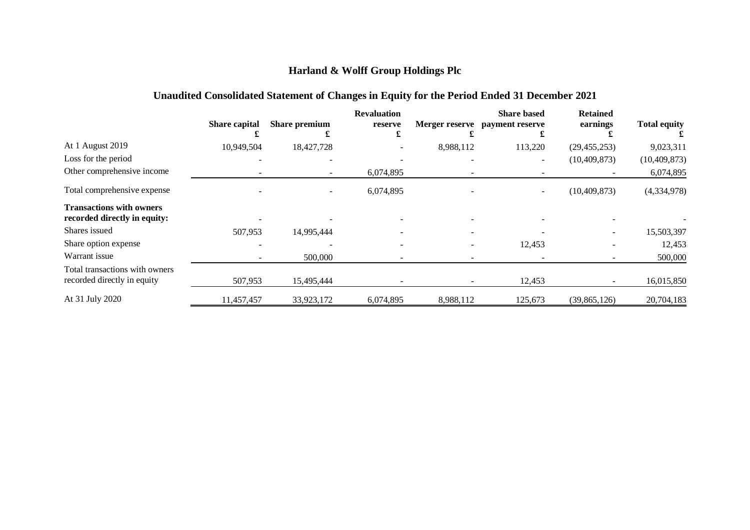# Harland & Wolff Group Holdings Plc

## Unaudited Consolidated Statement of Changes in Equity for the Period Ended 31 December 2021

| | Share capital £ | Share premium £ | Revaluation reserve £ | Merger reserve £ | Share based payment reserve £ | Retained earnings £ | Total equity £ |
|---|---|---|---|---|---|---|---|
| At 1 August 2019 | 10,949,504 | 18,427,728 | - | 8,988,112 | 113,220 | (29,455,253) | 9,023,311 |
| Loss for the period | - | - | - | - | - | (10,409,873) | (10,409,873) |
| Other comprehensive income | - | - | 6,074,895 | - | - | - | 6,074,895 |
| Total comprehensive expense | - | - | 6,074,895 | - | - | (10,409,873) | (4,334,978) |
| **Transactions with owners recorded directly in equity:** | - | - | - | - | - | - | - |
| Shares issued | 507,953 | 14,995,444 | - | - | - | - | 15,503,397 |
| Share option expense | - | - | - | - | 12,453 | - | 12,453 |
| Warrant issue | - | 500,000 | - | - | - | - | 500,000 |
| Total transactions with owners recorded directly in equity | 507,953 | 15,495,444 | - | - | 12,453 | - | 16,015,850 |
| At 31 July 2020 | 11,457,457 | 33,923,172 | 6,074,895 | 8,988,112 | 125,673 | (39,865,126) | 20,704,183 |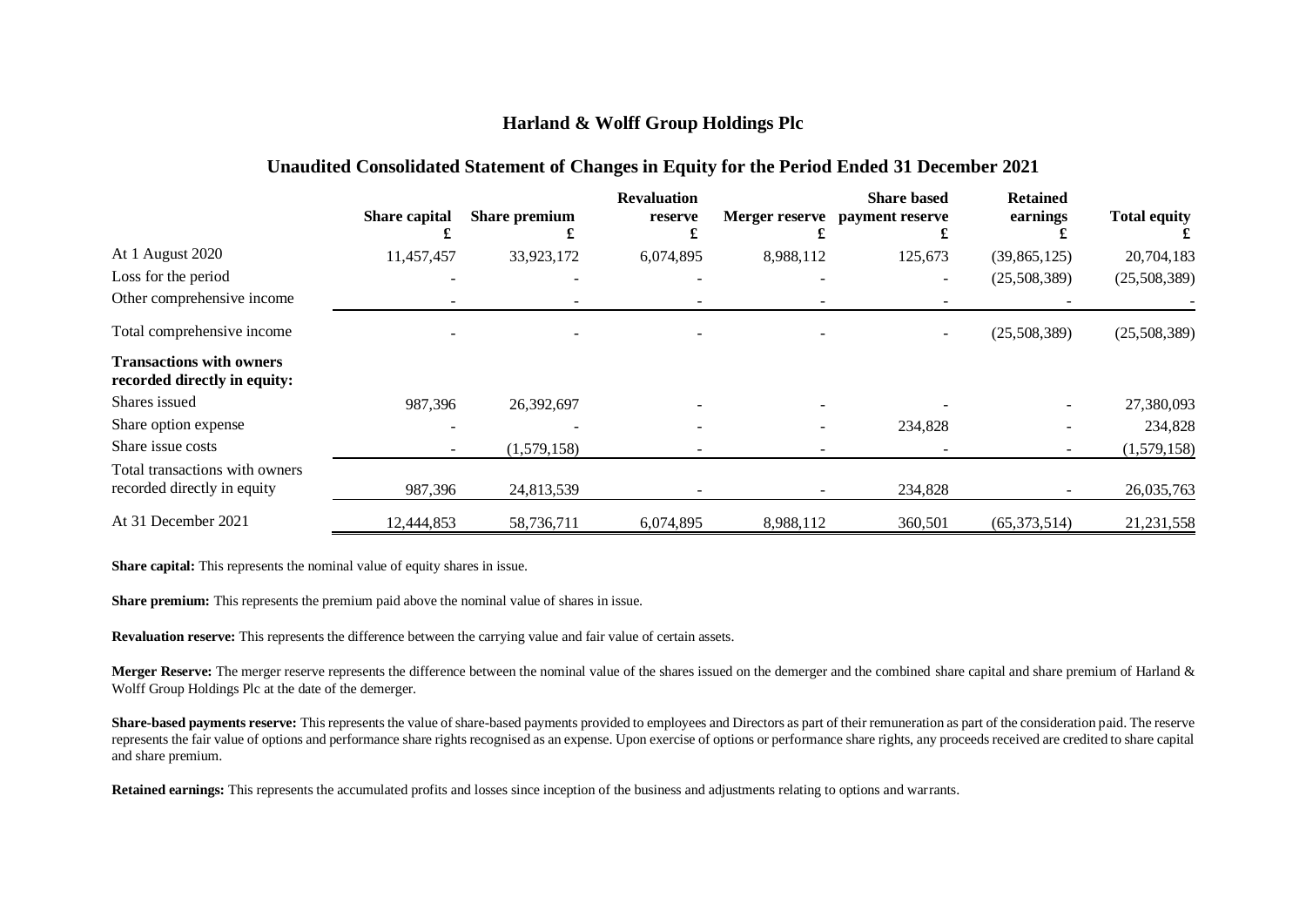## Harland & Wolff Group Holdings Plc

### Unaudited Consolidated Statement of Changes in Equity for the Period Ended 31 December 2021

| | Share capital £ | Share premium £ | Revaluation reserve £ | Merger reserve £ | Share based payment reserve £ | Retained earnings £ | Total equity £ |
|---|---|---|---|---|---|---|---|
| At 1 August 2020 | 11,457,457 | 33,923,172 | 6,074,895 | 8,988,112 | 125,673 | (39,865,125) | 20,704,183 |
| Loss for the period | - | - | - | - | - | (25,508,389) | (25,508,389) |
| Other comprehensive income | - | - | - | - | - | - | - |
| Total comprehensive income | - | - | - | - | - | (25,508,389) | (25,508,389) |
| **Transactions with owners recorded directly in equity:** | | | | | | | |
| Shares issued | 987,396 | 26,392,697 | - | - | - | - | 27,380,093 |
| Share option expense | - | - | - | - | 234,828 | - | 234,828 |
| Share issue costs | - | (1,579,158) | - | - | - | - | (1,579,158) |
| Total transactions with owners recorded directly in equity | 987,396 | 24,813,539 | - | - | 234,828 | - | 26,035,763 |
| At 31 December 2021 | 12,444,853 | 58,736,711 | 6,074,895 | 8,988,112 | 360,501 | (65,373,514) | 21,231,558 |

**Share capital:** This represents the nominal value of equity shares in issue.

**Share premium:** This represents the premium paid above the nominal value of shares in issue.

**Revaluation reserve:** This represents the difference between the carrying value and fair value of certain assets.

**Merger Reserve:** The merger reserve represents the difference between the nominal value of the shares issued on the demerger and the combined share capital and share premium of Harland & Wolff Group Holdings Plc at the date of the demerger.

**Share-based payments reserve:** This represents the value of share-based payments provided to employees and Directors as part of their remuneration as part of the consideration paid. The reserve represents the fair value of options and performance share rights recognised as an expense. Upon exercise of options or performance share rights, any proceeds received are credited to share capital and share premium.

**Retained earnings:** This represents the accumulated profits and losses since inception of the business and adjustments relating to options and warrants.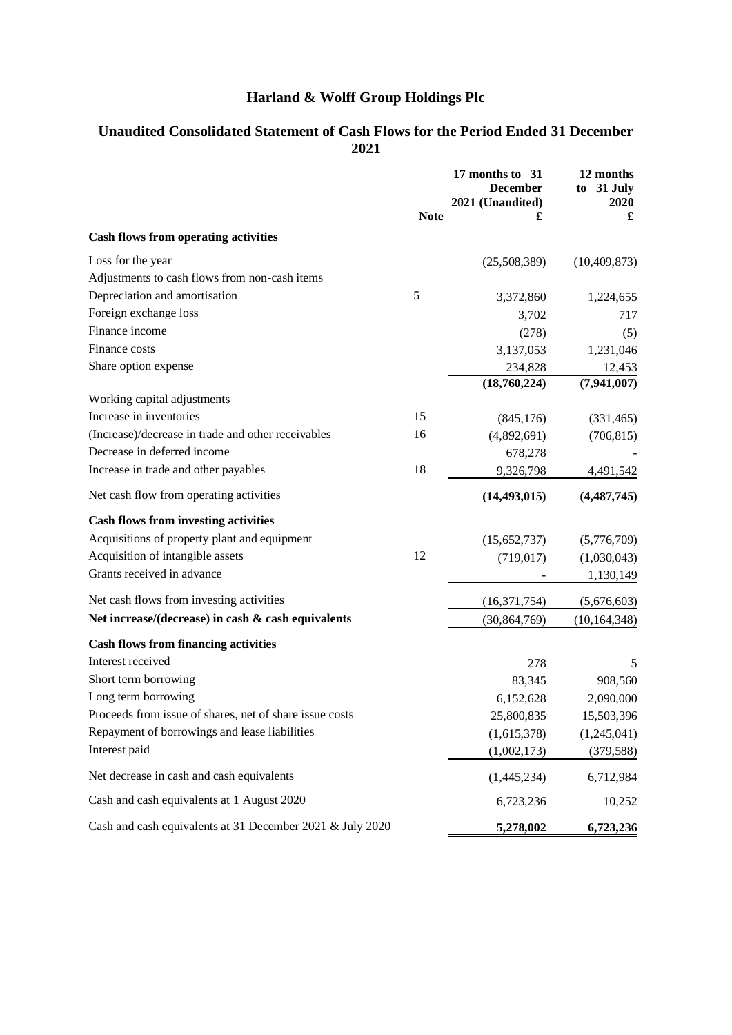# Harland & Wolff Group Holdings Plc

## Unaudited Consolidated Statement of Cash Flows for the Period Ended 31 December 2021

| | Note | 17 months to 31 December 2021 (Unaudited) £ | 12 months to 31 July 2020 £ |
|---|---|---|---|
| **Cash flows from operating activities** | | | |
| Loss for the year | | (25,508,389) | (10,409,873) |
| Adjustments to cash flows from non-cash items | | | |
| Depreciation and amortisation | 5 | 3,372,860 | 1,224,655 |
| Foreign exchange loss | | 3,702 | 717 |
| Finance income | | (278) | (5) |
| Finance costs | | 3,137,053 | 1,231,046 |
| Share option expense | | 234,828 | 12,453 |
| | | **(18,760,224)** | **(7,941,007)** |
| Working capital adjustments | | | |
| Increase in inventories | 15 | (845,176) | (331,465) |
| (Increase)/decrease in trade and other receivables | 16 | (4,892,691) | (706,815) |
| Decrease in deferred income | | 678,278 | - |
| Increase in trade and other payables | 18 | 9,326,798 | 4,491,542 |
| Net cash flow from operating activities | | **(14,493,015)** | **(4,487,745)** |
| **Cash flows from investing activities** | | | |
| Acquisitions of property plant and equipment | | (15,652,737) | (5,776,709) |
| Acquisition of intangible assets | 12 | (719,017) | (1,030,043) |
| Grants received in advance | | - | 1,130,149 |
| Net cash flows from investing activities | | (16,371,754) | (5,676,603) |
| **Net increase/(decrease) in cash & cash equivalents** | | (30,864,769) | (10,164,348) |
| **Cash flows from financing activities** | | | |
| Interest received | | 278 | 5 |
| Short term borrowing | | 83,345 | 908,560 |
| Long term borrowing | | 6,152,628 | 2,090,000 |
| Proceeds from issue of shares, net of share issue costs | | 25,800,835 | 15,503,396 |
| Repayment of borrowings and lease liabilities | | (1,615,378) | (1,245,041) |
| Interest paid | | (1,002,173) | (379,588) |
| Net decrease in cash and cash equivalents | | (1,445,234) | 6,712,984 |
| Cash and cash equivalents at 1 August 2020 | | 6,723,236 | 10,252 |
| Cash and cash equivalents at 31 December 2021 & July 2020 | | **5,278,002** | **6,723,236** |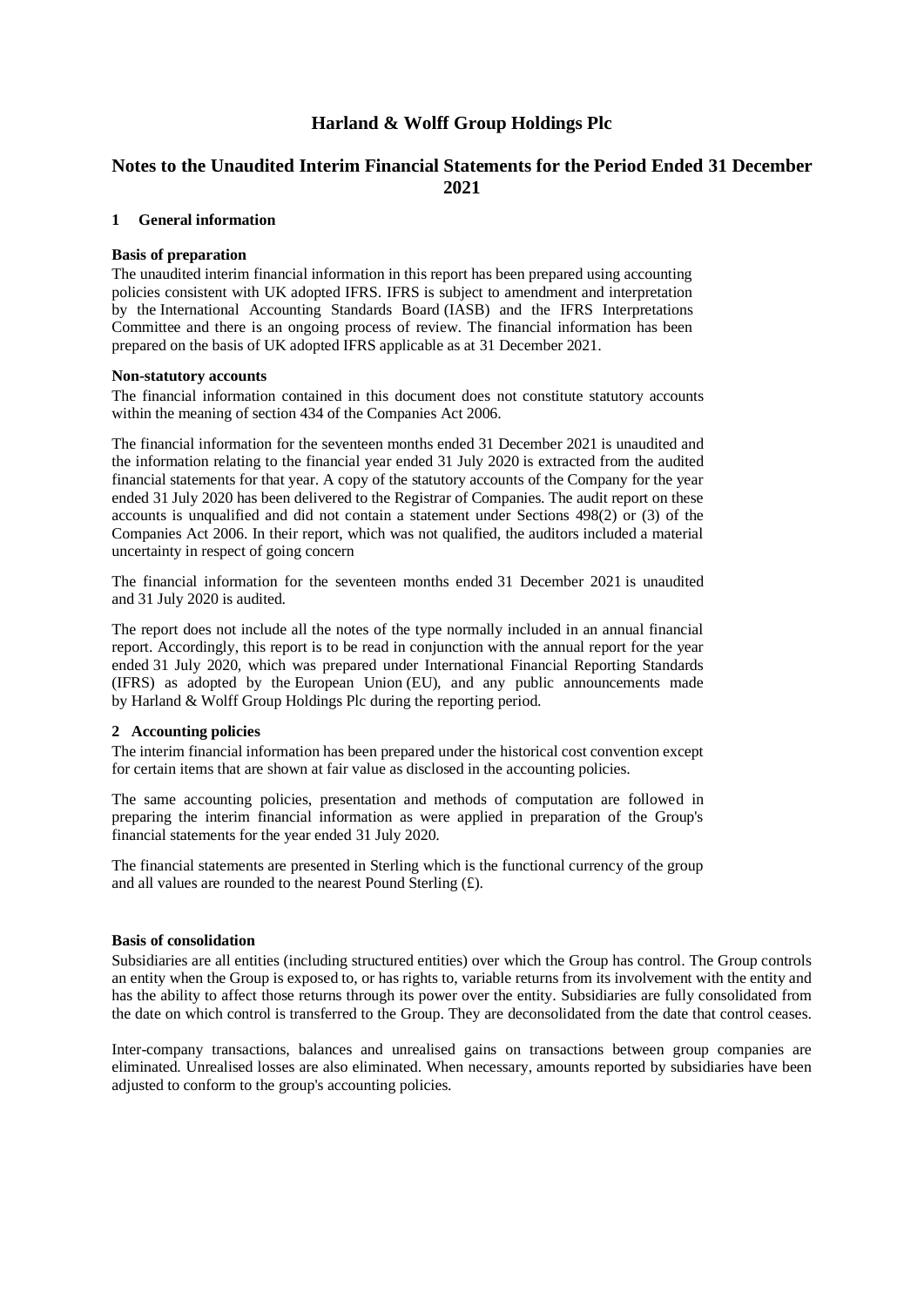# Harland & Wolff Group Holdings Plc

## Notes to the Unaudited Interim Financial Statements for the Period Ended 31 December 2021

### 1 General information

**Basis of preparation**

The unaudited interim financial information in this report has been prepared using accounting policies consistent with UK adopted IFRS. IFRS is subject to amendment and interpretation by the International Accounting Standards Board (IASB) and the IFRS Interpretations Committee and there is an ongoing process of review. The financial information has been prepared on the basis of UK adopted IFRS applicable as at 31 December 2021.

**Non-statutory accounts**

The financial information contained in this document does not constitute statutory accounts within the meaning of section 434 of the Companies Act 2006.

The financial information for the seventeen months ended 31 December 2021 is unaudited and the information relating to the financial year ended 31 July 2020 is extracted from the audited financial statements for that year. A copy of the statutory accounts of the Company for the year ended 31 July 2020 has been delivered to the Registrar of Companies. The audit report on these accounts is unqualified and did not contain a statement under Sections 498(2) or (3) of the Companies Act 2006. In their report, which was not qualified, the auditors included a material uncertainty in respect of going concern

The financial information for the seventeen months ended 31 December 2021 is unaudited and 31 July 2020 is audited.

The report does not include all the notes of the type normally included in an annual financial report. Accordingly, this report is to be read in conjunction with the annual report for the year ended 31 July 2020, which was prepared under International Financial Reporting Standards (IFRS) as adopted by the European Union (EU), and any public announcements made by Harland & Wolff Group Holdings Plc during the reporting period.

### 2 Accounting policies

The interim financial information has been prepared under the historical cost convention except for certain items that are shown at fair value as disclosed in the accounting policies.

The same accounting policies, presentation and methods of computation are followed in preparing the interim financial information as were applied in preparation of the Group's financial statements for the year ended 31 July 2020.

The financial statements are presented in Sterling which is the functional currency of the group and all values are rounded to the nearest Pound Sterling (£).

**Basis of consolidation**

Subsidiaries are all entities (including structured entities) over which the Group has control. The Group controls an entity when the Group is exposed to, or has rights to, variable returns from its involvement with the entity and has the ability to affect those returns through its power over the entity. Subsidiaries are fully consolidated from the date on which control is transferred to the Group. They are deconsolidated from the date that control ceases.

Inter-company transactions, balances and unrealised gains on transactions between group companies are eliminated. Unrealised losses are also eliminated. When necessary, amounts reported by subsidiaries have been adjusted to conform to the group's accounting policies.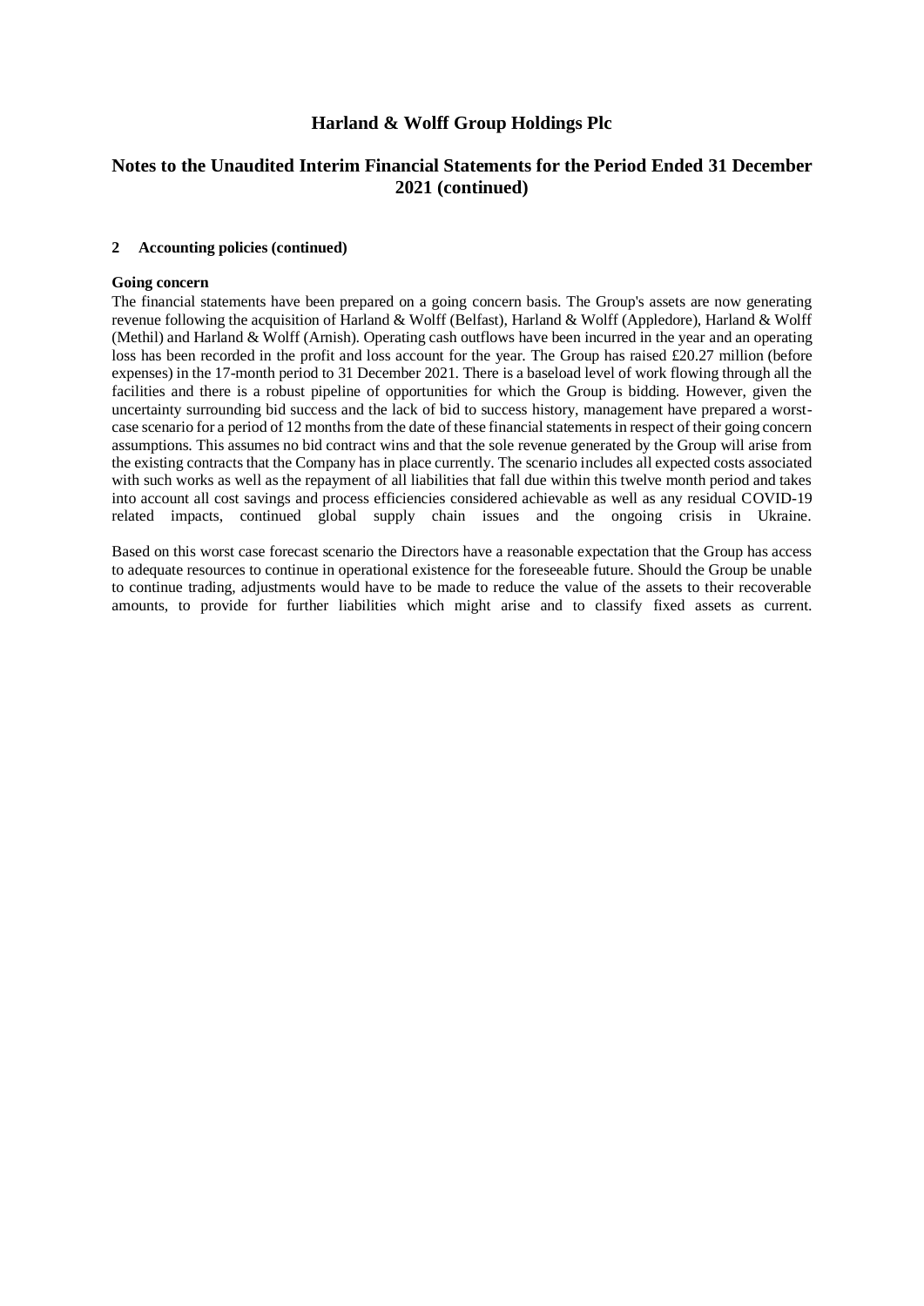# Harland & Wolff Group Holdings Plc

## Notes to the Unaudited Interim Financial Statements for the Period Ended 31 December 2021 (continued)

### 2 Accounting policies (continued)

**Going concern**

The financial statements have been prepared on a going concern basis. The Group's assets are now generating revenue following the acquisition of Harland & Wolff (Belfast), Harland & Wolff (Appledore), Harland & Wolff (Methil) and Harland & Wolff (Arnish). Operating cash outflows have been incurred in the year and an operating loss has been recorded in the profit and loss account for the year. The Group has raised £20.27 million (before expenses) in the 17-month period to 31 December 2021. There is a baseload level of work flowing through all the facilities and there is a robust pipeline of opportunities for which the Group is bidding. However, given the uncertainty surrounding bid success and the lack of bid to success history, management have prepared a worst-case scenario for a period of 12 months from the date of these financial statements in respect of their going concern assumptions. This assumes no bid contract wins and that the sole revenue generated by the Group will arise from the existing contracts that the Company has in place currently. The scenario includes all expected costs associated with such works as well as the repayment of all liabilities that fall due within this twelve month period and takes into account all cost savings and process efficiencies considered achievable as well as any residual COVID-19 related impacts, continued global supply chain issues and the ongoing crisis in Ukraine.

Based on this worst case forecast scenario the Directors have a reasonable expectation that the Group has access to adequate resources to continue in operational existence for the foreseeable future. Should the Group be unable to continue trading, adjustments would have to be made to reduce the value of the assets to their recoverable amounts, to provide for further liabilities which might arise and to classify fixed assets as current.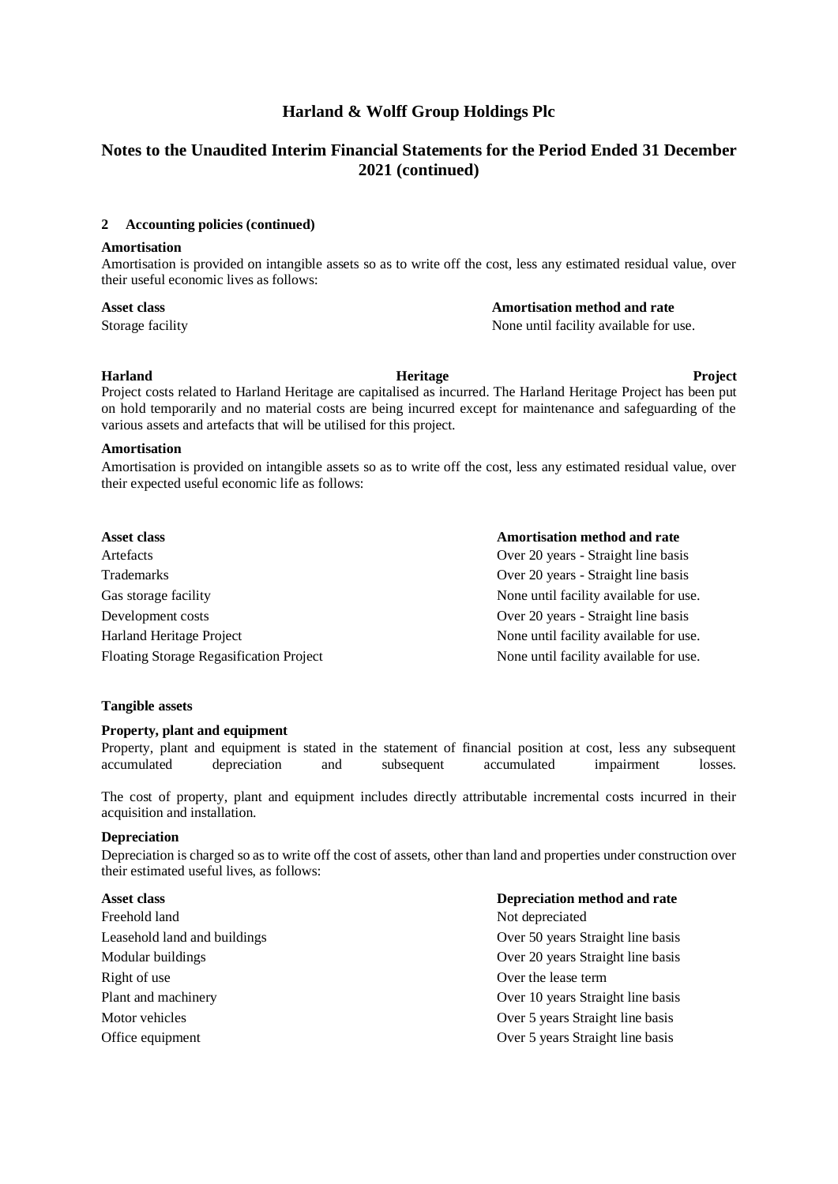# Harland & Wolff Group Holdings Plc

## Notes to the Unaudited Interim Financial Statements for the Period Ended 31 December 2021 (continued)

### 2 Accounting policies (continued)

**Amortisation**

Amortisation is provided on intangible assets so as to write off the cost, less any estimated residual value, over their useful economic lives as follows:

| Asset class | Amortisation method and rate |
|---|---|
| Storage facility | None until facility available for use. |

**Harland Heritage Project**

Project costs related to Harland Heritage are capitalised as incurred. The Harland Heritage Project has been put on hold temporarily and no material costs are being incurred except for maintenance and safeguarding of the various assets and artefacts that will be utilised for this project.

**Amortisation**

Amortisation is provided on intangible assets so as to write off the cost, less any estimated residual value, over their expected useful economic life as follows:

| Asset class | Amortisation method and rate |
|---|---|
| Artefacts | Over 20 years - Straight line basis |
| Trademarks | Over 20 years - Straight line basis |
| Gas storage facility | None until facility available for use. |
| Development costs | Over 20 years - Straight line basis |
| Harland Heritage Project | None until facility available for use. |
| Floating Storage Regasification Project | None until facility available for use. |

**Tangible assets**

**Property, plant and equipment**

Property, plant and equipment is stated in the statement of financial position at cost, less any subsequent accumulated depreciation and subsequent accumulated impairment losses.

The cost of property, plant and equipment includes directly attributable incremental costs incurred in their acquisition and installation.

**Depreciation**

Depreciation is charged so as to write off the cost of assets, other than land and properties under construction over their estimated useful lives, as follows:

| Asset class | Depreciation method and rate |
|---|---|
| Freehold land | Not depreciated |
| Leasehold land and buildings | Over 50 years Straight line basis |
| Modular buildings | Over 20 years Straight line basis |
| Right of use | Over the lease term |
| Plant and machinery | Over 10 years Straight line basis |
| Motor vehicles | Over 5 years Straight line basis |
| Office equipment | Over 5 years Straight line basis |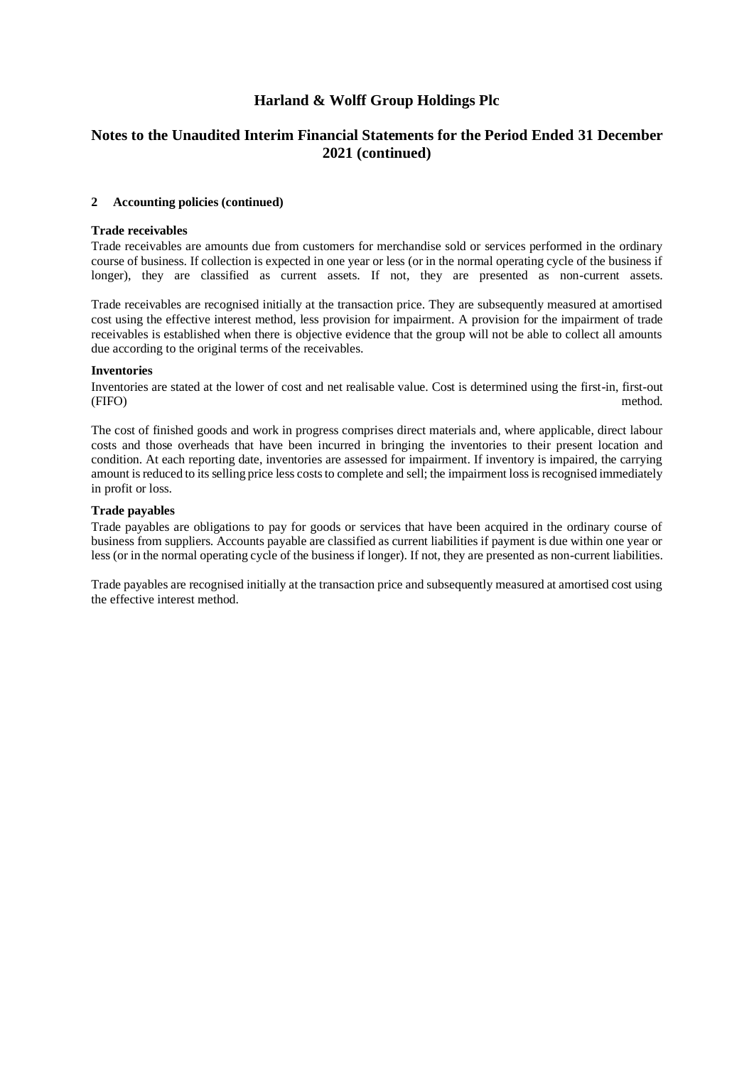### 2 Accounting policies (continued)

**Trade receivables**

Trade receivables are amounts due from customers for merchandise sold or services performed in the ordinary course of business. If collection is expected in one year or less (or in the normal operating cycle of the business if longer), they are classified as current assets. If not, they are presented as non-current assets.

Trade receivables are recognised initially at the transaction price. They are subsequently measured at amortised cost using the effective interest method, less provision for impairment. A provision for the impairment of trade receivables is established when there is objective evidence that the group will not be able to collect all amounts due according to the original terms of the receivables.

**Inventories**

Inventories are stated at the lower of cost and net realisable value. Cost is determined using the first-in, first-out (FIFO) method.

The cost of finished goods and work in progress comprises direct materials and, where applicable, direct labour costs and those overheads that have been incurred in bringing the inventories to their present location and condition. At each reporting date, inventories are assessed for impairment. If inventory is impaired, the carrying amount is reduced to its selling price less costs to complete and sell; the impairment loss is recognised immediately in profit or loss.

**Trade payables**

Trade payables are obligations to pay for goods or services that have been acquired in the ordinary course of business from suppliers. Accounts payable are classified as current liabilities if payment is due within one year or less (or in the normal operating cycle of the business if longer). If not, they are presented as non-current liabilities.

Trade payables are recognised initially at the transaction price and subsequently measured at amortised cost using the effective interest method.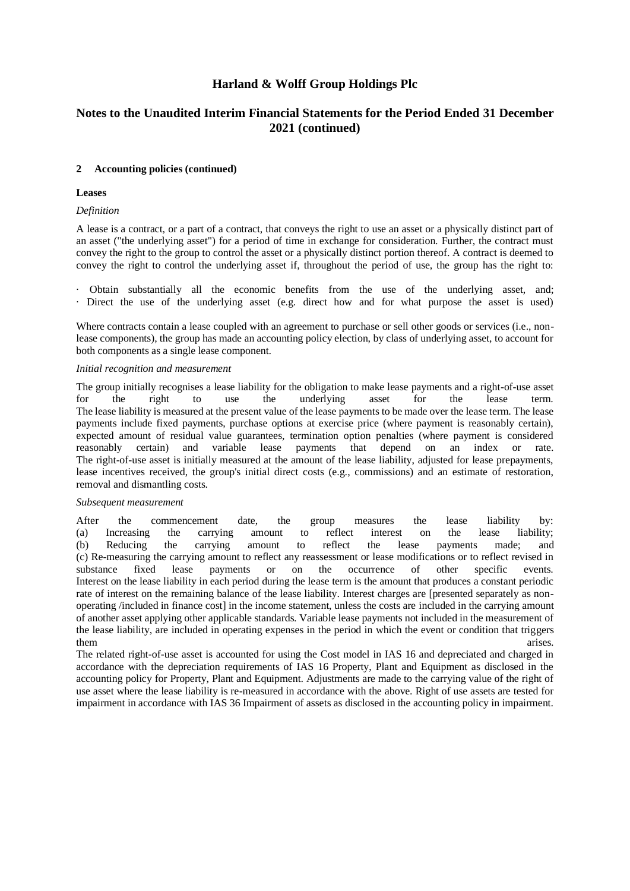## 2 Accounting policies (continued)

**Leases**

*Definition*

A lease is a contract, or a part of a contract, that conveys the right to use an asset or a physically distinct part of an asset ("the underlying asset") for a period of time in exchange for consideration. Further, the contract must convey the right to the group to control the asset or a physically distinct portion thereof. A contract is deemed to convey the right to control the underlying asset if, throughout the period of use, the group has the right to:

- Obtain substantially all the economic benefits from the use of the underlying asset, and;
- Direct the use of the underlying asset (e.g. direct how and for what purpose the asset is used)

Where contracts contain a lease coupled with an agreement to purchase or sell other goods or services (i.e., non-lease components), the group has made an accounting policy election, by class of underlying asset, to account for both components as a single lease component.

*Initial recognition and measurement*

The group initially recognises a lease liability for the obligation to make lease payments and a right-of-use asset for the right to use the underlying asset for the lease term.
The lease liability is measured at the present value of the lease payments to be made over the lease term. The lease payments include fixed payments, purchase options at exercise price (where payment is reasonably certain), expected amount of residual value guarantees, termination option penalties (where payment is considered reasonably certain) and variable lease payments that depend on an index or rate.
The right-of-use asset is initially measured at the amount of the lease liability, adjusted for lease prepayments, lease incentives received, the group's initial direct costs (e.g., commissions) and an estimate of restoration, removal and dismantling costs.

*Subsequent measurement*

After the commencement date, the group measures the lease liability by:
(a) Increasing the carrying amount to reflect interest on the lease liability;
(b) Reducing the carrying amount to reflect the lease payments made; and
(c) Re-measuring the carrying amount to reflect any reassessment or lease modifications or to reflect revised in substance fixed lease payments or on the occurrence of other specific events.
Interest on the lease liability in each period during the lease term is the amount that produces a constant periodic rate of interest on the remaining balance of the lease liability. Interest charges are [presented separately as non-operating /included in finance cost] in the income statement, unless the costs are included in the carrying amount of another asset applying other applicable standards. Variable lease payments not included in the measurement of the lease liability, are included in operating expenses in the period in which the event or condition that triggers them arises.
The related right-of-use asset is accounted for using the Cost model in IAS 16 and depreciated and charged in accordance with the depreciation requirements of IAS 16 Property, Plant and Equipment as disclosed in the accounting policy for Property, Plant and Equipment. Adjustments are made to the carrying value of the right of use asset where the lease liability is re-measured in accordance with the above. Right of use assets are tested for impairment in accordance with IAS 36 Impairment of assets as disclosed in the accounting policy in impairment.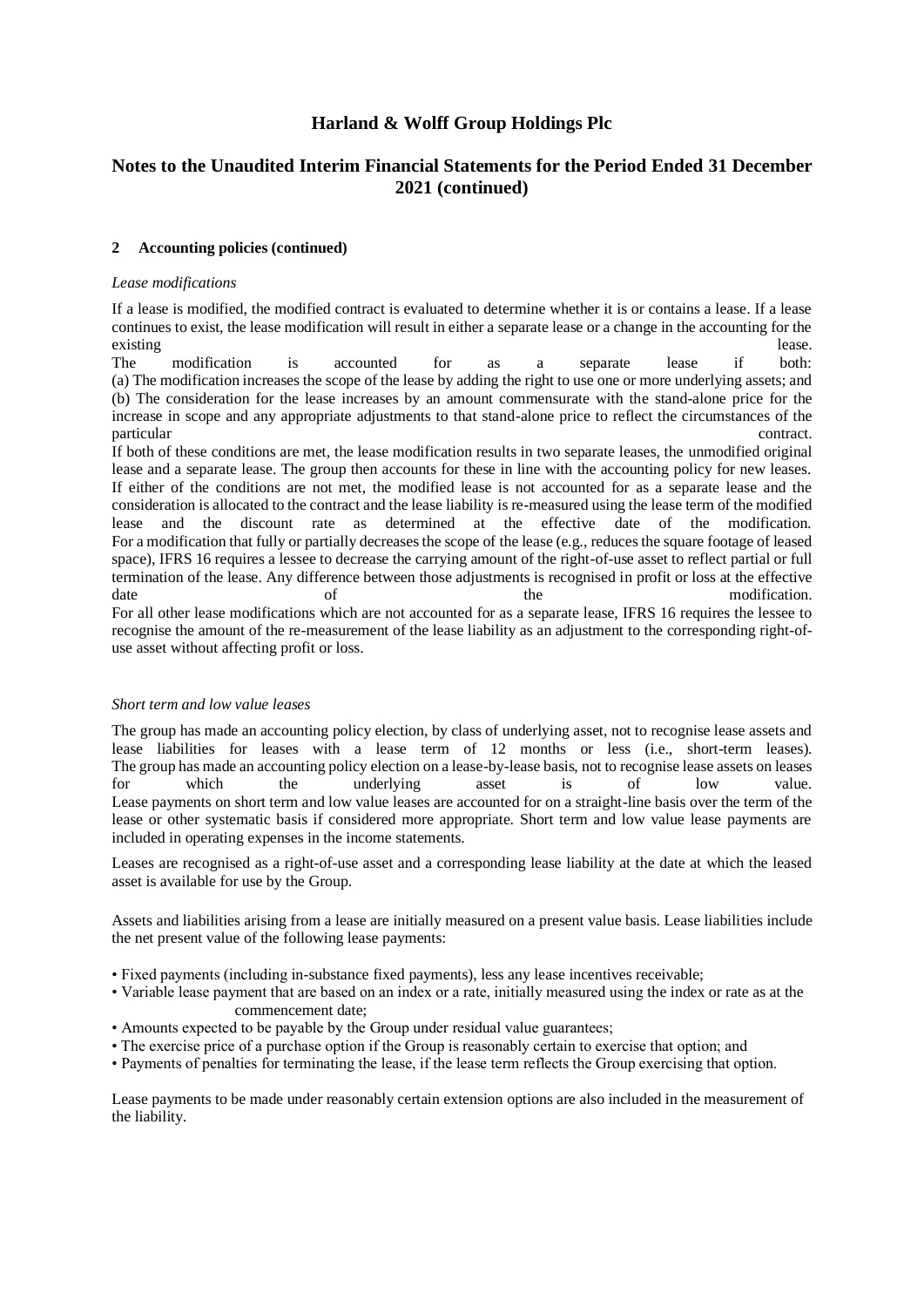**2 Accounting policies (continued)**

*Lease modifications*

If a lease is modified, the modified contract is evaluated to determine whether it is or contains a lease. If a lease continues to exist, the lease modification will result in either a separate lease or a change in the accounting for the existing lease.

The modification is accounted for as a separate lease if both:

(a) The modification increases the scope of the lease by adding the right to use one or more underlying assets; and

(b) The consideration for the lease increases by an amount commensurate with the stand-alone price for the increase in scope and any appropriate adjustments to that stand-alone price to reflect the circumstances of the particular contract.

If both of these conditions are met, the lease modification results in two separate leases, the unmodified original lease and a separate lease. The group then accounts for these in line with the accounting policy for new leases. If either of the conditions are not met, the modified lease is not accounted for as a separate lease and the consideration is allocated to the contract and the lease liability is re-measured using the lease term of the modified lease and the discount rate as determined at the effective date of the modification.

For a modification that fully or partially decreases the scope of the lease (e.g., reduces the square footage of leased space), IFRS 16 requires a lessee to decrease the carrying amount of the right-of-use asset to reflect partial or full termination of the lease. Any difference between those adjustments is recognised in profit or loss at the effective date of the modification.

For all other lease modifications which are not accounted for as a separate lease, IFRS 16 requires the lessee to recognise the amount of the re-measurement of the lease liability as an adjustment to the corresponding right-of-use asset without affecting profit or loss.

*Short term and low value leases*

The group has made an accounting policy election, by class of underlying asset, not to recognise lease assets and lease liabilities for leases with a lease term of 12 months or less (i.e., short-term leases).

The group has made an accounting policy election on a lease-by-lease basis, not to recognise lease assets on leases for which the underlying asset is of low value.

Lease payments on short term and low value leases are accounted for on a straight-line basis over the term of the lease or other systematic basis if considered more appropriate. Short term and low value lease payments are included in operating expenses in the income statements.

Leases are recognised as a right-of-use asset and a corresponding lease liability at the date at which the leased asset is available for use by the Group.

Assets and liabilities arising from a lease are initially measured on a present value basis. Lease liabilities include the net present value of the following lease payments:

- Fixed payments (including in-substance fixed payments), less any lease incentives receivable;
- Variable lease payment that are based on an index or a rate, initially measured using the index or rate as at the commencement date;
- Amounts expected to be payable by the Group under residual value guarantees;
- The exercise price of a purchase option if the Group is reasonably certain to exercise that option; and
- Payments of penalties for terminating the lease, if the lease term reflects the Group exercising that option.

Lease payments to be made under reasonably certain extension options are also included in the measurement of the liability.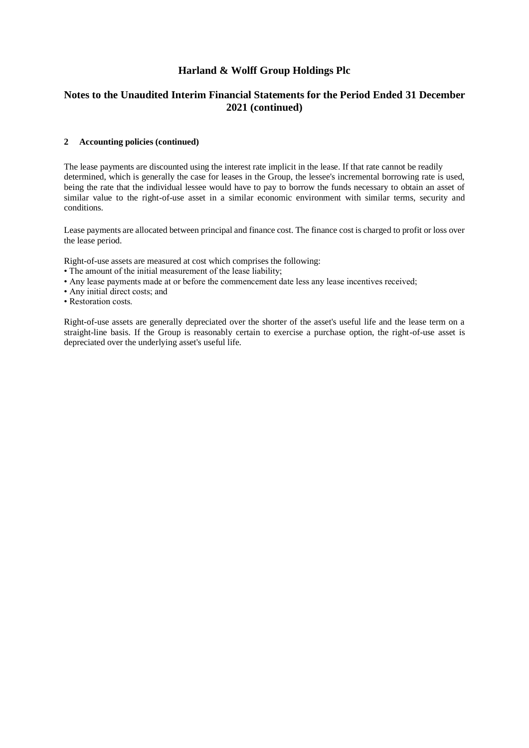# Harland & Wolff Group Holdings Plc

## Notes to the Unaudited Interim Financial Statements for the Period Ended 31 December 2021 (continued)

### 2 Accounting policies (continued)

The lease payments are discounted using the interest rate implicit in the lease. If that rate cannot be readily determined, which is generally the case for leases in the Group, the lessee's incremental borrowing rate is used, being the rate that the individual lessee would have to pay to borrow the funds necessary to obtain an asset of similar value to the right-of-use asset in a similar economic environment with similar terms, security and conditions.

Lease payments are allocated between principal and finance cost. The finance cost is charged to profit or loss over the lease period.

Right-of-use assets are measured at cost which comprises the following:
- The amount of the initial measurement of the lease liability;
- Any lease payments made at or before the commencement date less any lease incentives received;
- Any initial direct costs; and
- Restoration costs.

Right-of-use assets are generally depreciated over the shorter of the asset's useful life and the lease term on a straight-line basis. If the Group is reasonably certain to exercise a purchase option, the right-of-use asset is depreciated over the underlying asset's useful life.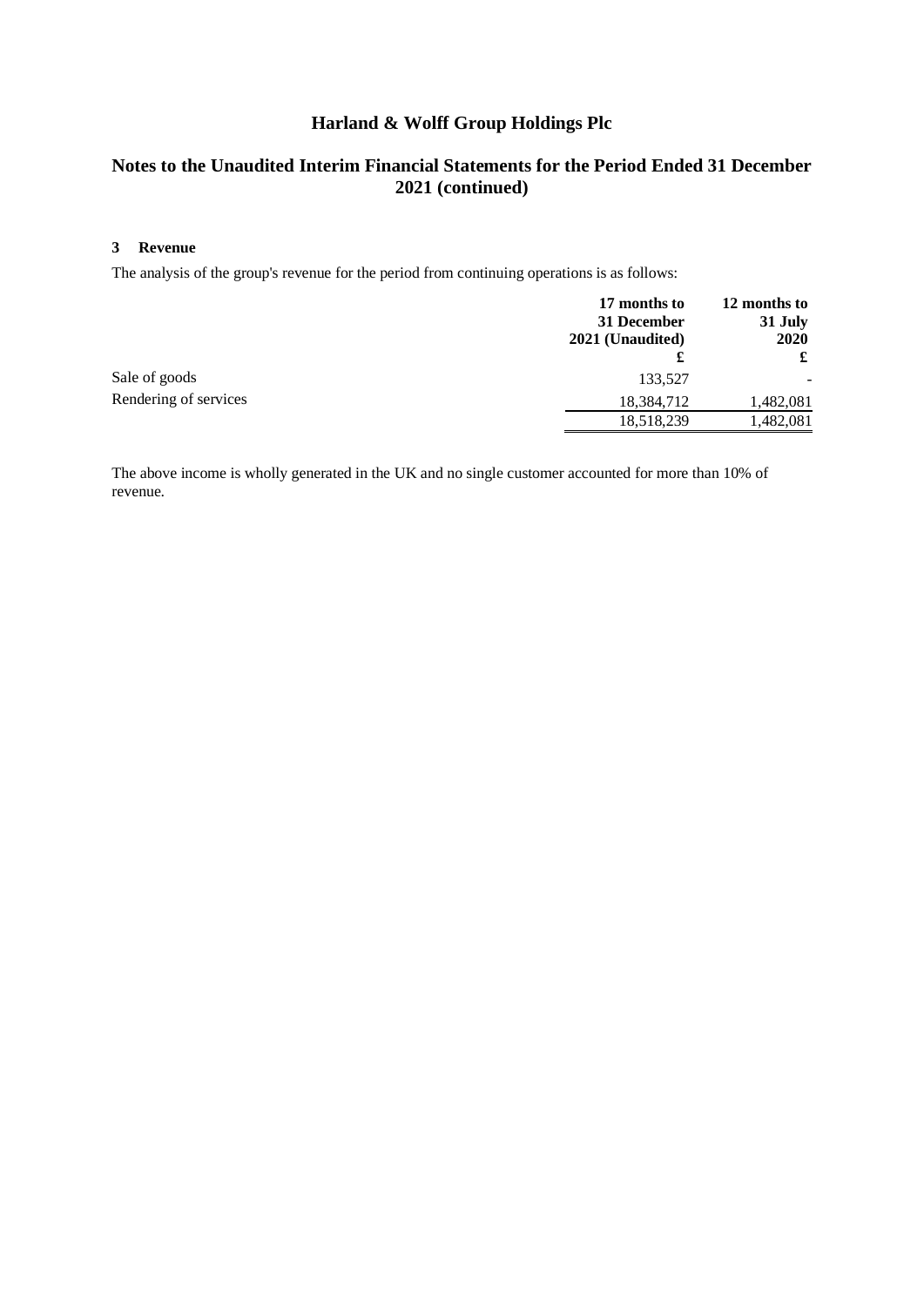# Harland & Wolff Group Holdings Plc

## Notes to the Unaudited Interim Financial Statements for the Period Ended 31 December 2021 (continued)

### 3 Revenue

The analysis of the group's revenue for the period from continuing operations is as follows:

| | 17 months to 31 December 2021 (Unaudited) £ | 12 months to 31 July 2020 £ |
|---|---|---|
| Sale of goods | 133,527 | - |
| Rendering of services | 18,384,712 | 1,482,081 |
| | 18,518,239 | 1,482,081 |

The above income is wholly generated in the UK and no single customer accounted for more than 10% of revenue.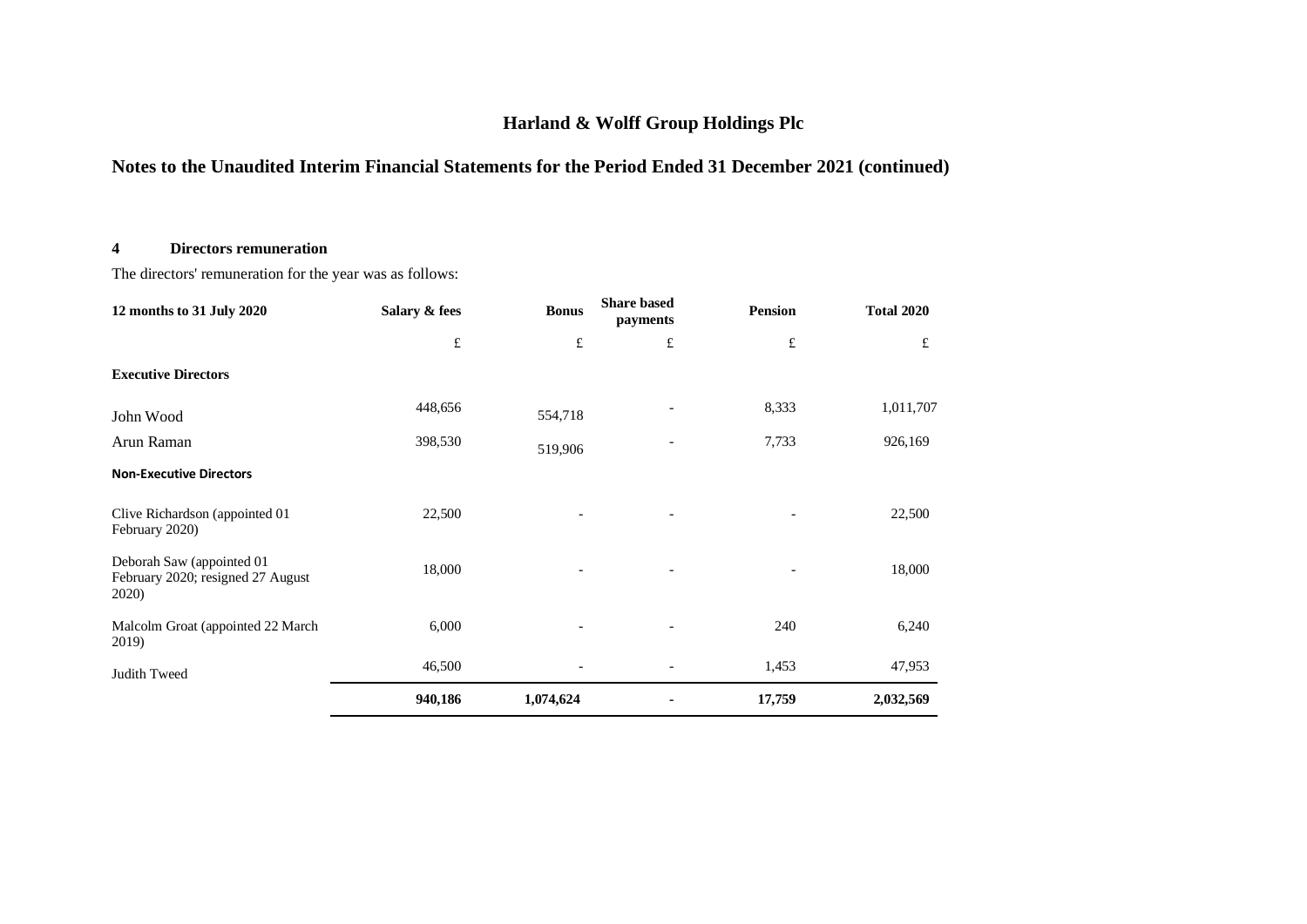# Harland & Wolff Group Holdings Plc

## Notes to the Unaudited Interim Financial Statements for the Period Ended 31 December 2021 (continued)

### 4 Directors remuneration

The directors' remuneration for the year was as follows:

| 12 months to 31 July 2020 | Salary & fees | Bonus | Share based payments | Pension | Total 2020 |
|---|---|---|---|---|---|
| | £ | £ | £ | £ | £ |
| **Executive Directors** | | | | | |
| John Wood | 448,656 | 554,718 | - | 8,333 | 1,011,707 |
| Arun Raman | 398,530 | 519,906 | - | 7,733 | 926,169 |
| **Non-Executive Directors** | | | | | |
| Clive Richardson (appointed 01 February 2020) | 22,500 | - | - | - | 22,500 |
| Deborah Saw (appointed 01 February 2020; resigned 27 August 2020) | 18,000 | - | - | - | 18,000 |
| Malcolm Groat (appointed 22 March 2019) | 6,000 | - | - | 240 | 6,240 |
| Judith Tweed | 46,500 | - | - | 1,453 | 47,953 |
| | **940,186** | **1,074,624** | **-** | **17,759** | **2,032,569** |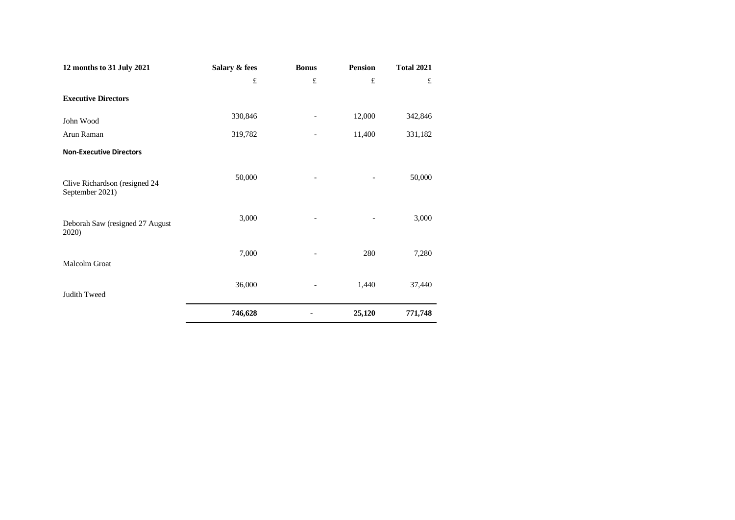| 12 months to 31 July 2021 | Salary & fees | Bonus | Pension | Total 2021 |
|---|---|---|---|---|
| | £ | £ | £ | £ |
| **Executive Directors** | | | | |
| John Wood | 330,846 | - | 12,000 | 342,846 |
| Arun Raman | 319,782 | - | 11,400 | 331,182 |
| **Non-Executive Directors** | | | | |
| Clive Richardson (resigned 24 September 2021) | 50,000 | - | - | 50,000 |
| Deborah Saw (resigned 27 August 2020) | 3,000 | - | - | 3,000 |
| Malcolm Groat | 7,000 | - | 280 | 7,280 |
| Judith Tweed | 36,000 | - | 1,440 | 37,440 |
| | **746,628** | **-** | **25,120** | **771,748** |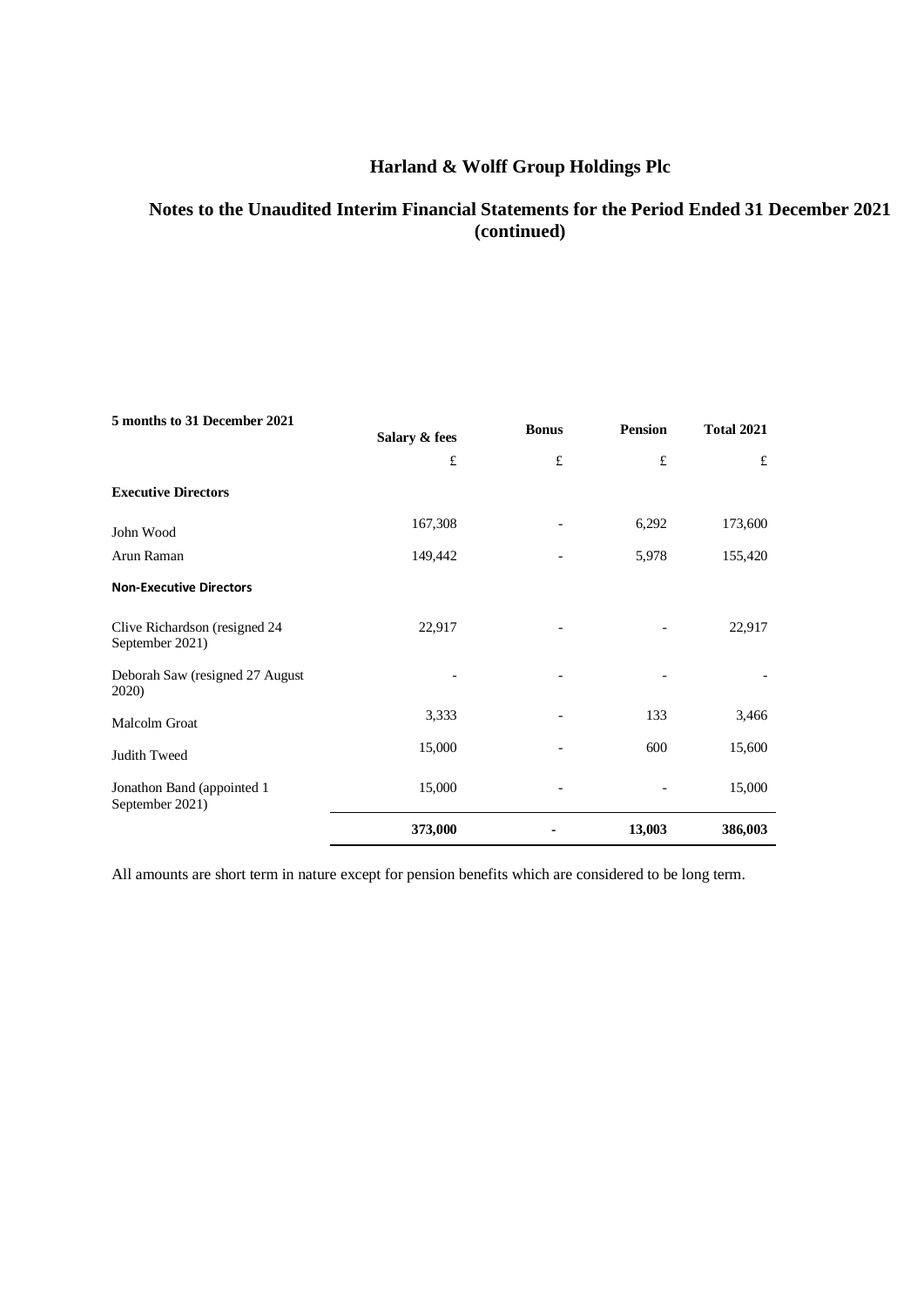# Harland & Wolff Group Holdings Plc

## Notes to the Unaudited Interim Financial Statements for the Period Ended 31 December 2021 (continued)

| 5 months to 31 December 2021 | Salary & fees | Bonus | Pension | Total 2021 |
|---|---|---|---|---|
| | £ | £ | £ | £ |
| **Executive Directors** | | | | |
| John Wood | 167,308 | - | 6,292 | 173,600 |
| Arun Raman | 149,442 | - | 5,978 | 155,420 |
| **Non-Executive Directors** | | | | |
| Clive Richardson (resigned 24 September 2021) | 22,917 | - | - | 22,917 |
| Deborah Saw (resigned 27 August 2020) | - | - | - | - |
| Malcolm Groat | 3,333 | - | 133 | 3,466 |
| Judith Tweed | 15,000 | - | 600 | 15,600 |
| Jonathon Band (appointed 1 September 2021) | 15,000 | - | - | 15,000 |
| | **373,000** | **-** | **13,003** | **386,003** |

All amounts are short term in nature except for pension benefits which are considered to be long term.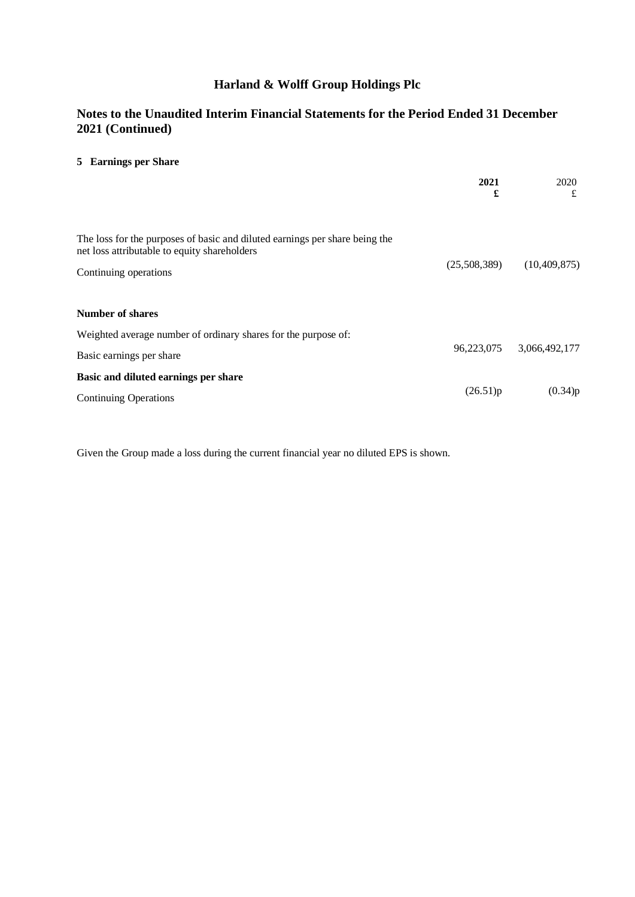# Harland & Wolff Group Holdings Plc

## Notes to the Unaudited Interim Financial Statements for the Period Ended 31 December 2021 (Continued)

### 5 Earnings per Share

| | **2021** **£** | 2020 £ |
|---|---|---|
| The loss for the purposes of basic and diluted earnings per share being the net loss attributable to equity shareholders | | |
| Continuing operations | (25,508,389) | (10,409,875) |
| **Number of shares** | | |
| Weighted average number of ordinary shares for the purpose of: | | |
| Basic earnings per share | 96,223,075 | 3,066,492,177 |
| **Basic and diluted earnings per share** | | |
| Continuing Operations | (26.51)p | (0.34)p |

Given the Group made a loss during the current financial year no diluted EPS is shown.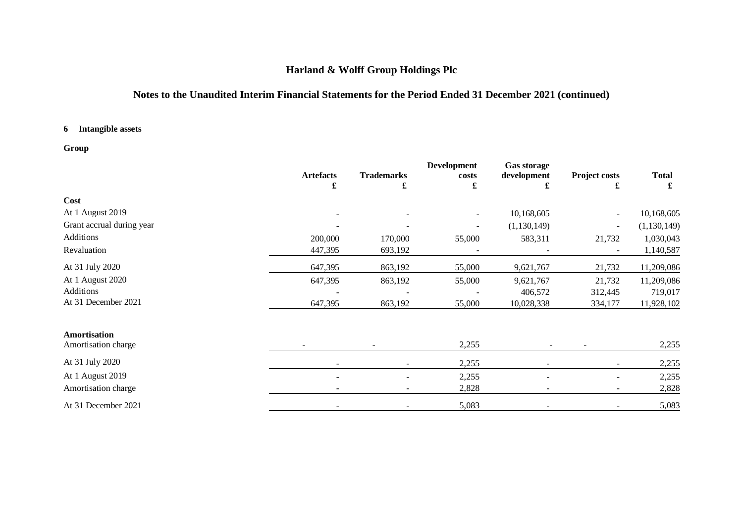# Harland & Wolff Group Holdings Plc

## Notes to the Unaudited Interim Financial Statements for the Period Ended 31 December 2021 (continued)

### 6 Intangible assets

**Group**

| | Artefacts £ | Trademarks £ | Development costs £ | Gas storage development £ | Project costs £ | Total £ |
|---|---|---|---|---|---|---|
| **Cost** | | | | | | |
| At 1 August 2019 | - | - | - | 10,168,605 | - | 10,168,605 |
| Grant accrual during year | - | - | - | (1,130,149) | - | (1,130,149) |
| Additions | 200,000 | 170,000 | 55,000 | 583,311 | 21,732 | 1,030,043 |
| Revaluation | 447,395 | 693,192 | - | - | - | 1,140,587 |
| At 31 July 2020 | 647,395 | 863,192 | 55,000 | 9,621,767 | 21,732 | 11,209,086 |
| At 1 August 2020 | 647,395 | 863,192 | 55,000 | 9,621,767 | 21,732 | 11,209,086 |
| Additions | - | - | - | 406,572 | 312,445 | 719,017 |
| At 31 December 2021 | 647,395 | 863,192 | 55,000 | 10,028,338 | 334,177 | 11,928,102 |
| **Amortisation** | | | | | | |
| Amortisation charge | - | - | 2,255 | - | - | 2,255 |
| At 31 July 2020 | - | - | 2,255 | - | - | 2,255 |
| At 1 August 2019 | - | - | 2,255 | - | - | 2,255 |
| Amortisation charge | - | - | 2,828 | - | - | 2,828 |
| At 31 December 2021 | - | - | 5,083 | - | - | 5,083 |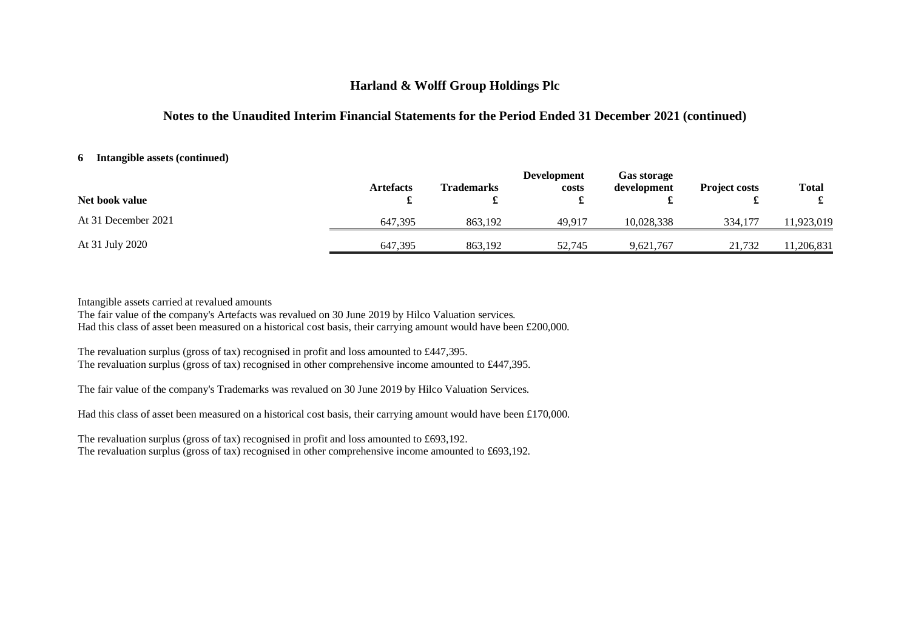# Harland & Wolff Group Holdings Plc

## Notes to the Unaudited Interim Financial Statements for the Period Ended 31 December 2021 (continued)

### 6 Intangible assets (continued)

| Net book value | Artefacts £ | Trademarks £ | Development costs £ | Gas storage development £ | Project costs £ | Total £ |
|---|---|---|---|---|---|---|
| At 31 December 2021 | 647,395 | 863,192 | 49,917 | 10,028,338 | 334,177 | 11,923,019 |
| At 31 July 2020 | 647,395 | 863,192 | 52,745 | 9,621,767 | 21,732 | 11,206,831 |

Intangible assets carried at revalued amounts
The fair value of the company's Artefacts was revalued on 30 June 2019 by Hilco Valuation services.
Had this class of asset been measured on a historical cost basis, their carrying amount would have been £200,000.

The revaluation surplus (gross of tax) recognised in profit and loss amounted to £447,395.
The revaluation surplus (gross of tax) recognised in other comprehensive income amounted to £447,395.

The fair value of the company's Trademarks was revalued on 30 June 2019 by Hilco Valuation Services.

Had this class of asset been measured on a historical cost basis, their carrying amount would have been £170,000.

The revaluation surplus (gross of tax) recognised in profit and loss amounted to £693,192.
The revaluation surplus (gross of tax) recognised in other comprehensive income amounted to £693,192.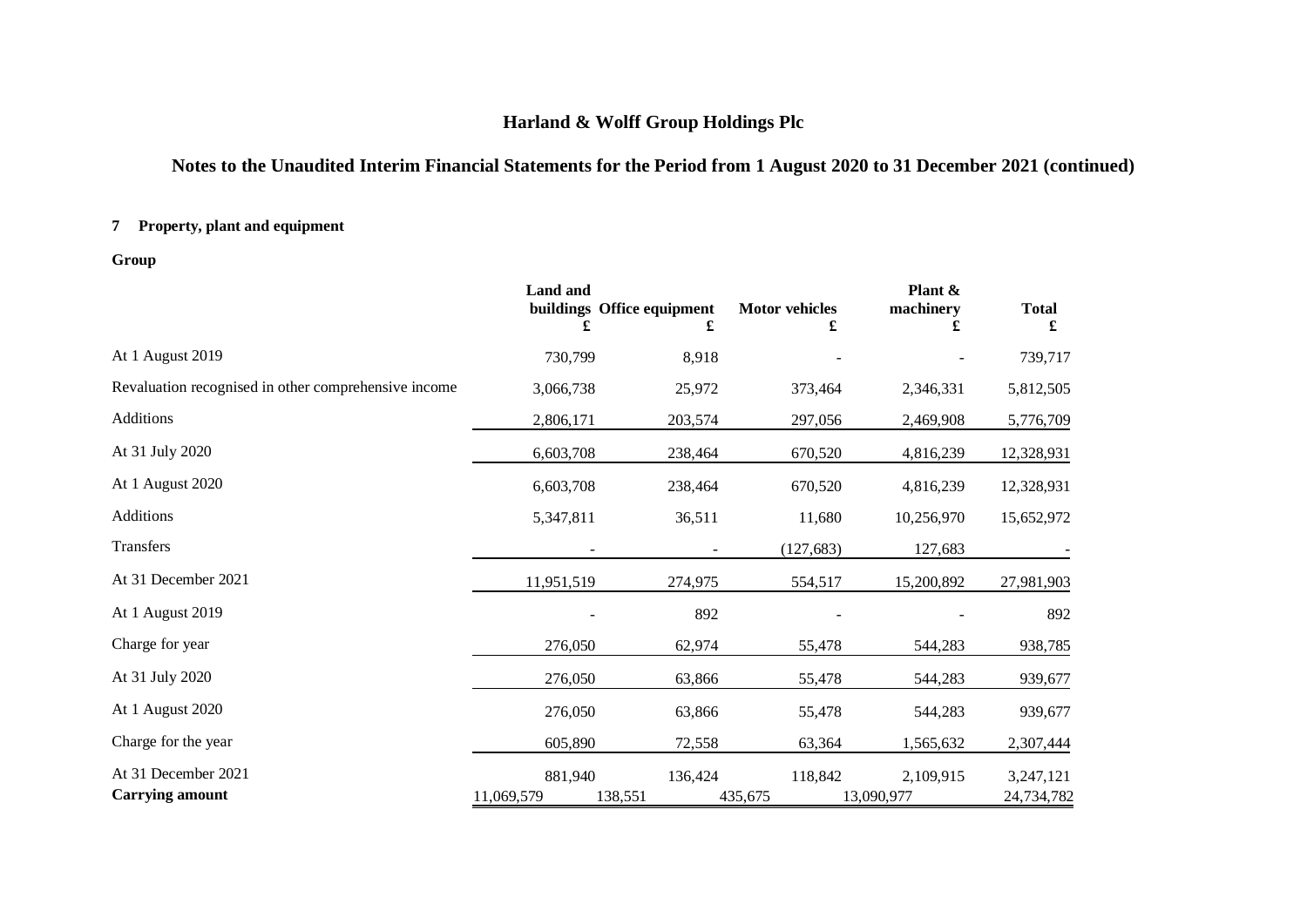# Harland & Wolff Group Holdings Plc

## Notes to the Unaudited Interim Financial Statements for the Period from 1 August 2020 to 31 December 2021 (continued)

### 7 Property, plant and equipment

**Group**

| | Land and buildings £ | Office equipment £ | Motor vehicles £ | Plant & machinery £ | Total £ |
|---|---|---|---|---|---|
| At 1 August 2019 | 730,799 | 8,918 | - | - | 739,717 |
| Revaluation recognised in other comprehensive income | 3,066,738 | 25,972 | 373,464 | 2,346,331 | 5,812,505 |
| Additions | 2,806,171 | 203,574 | 297,056 | 2,469,908 | 5,776,709 |
| At 31 July 2020 | 6,603,708 | 238,464 | 670,520 | 4,816,239 | 12,328,931 |
| At 1 August 2020 | 6,603,708 | 238,464 | 670,520 | 4,816,239 | 12,328,931 |
| Additions | 5,347,811 | 36,511 | 11,680 | 10,256,970 | 15,652,972 |
| Transfers | - | - | (127,683) | 127,683 | - |
| At 31 December 2021 | 11,951,519 | 274,975 | 554,517 | 15,200,892 | 27,981,903 |
| At 1 August 2019 | - | 892 | - | - | 892 |
| Charge for year | 276,050 | 62,974 | 55,478 | 544,283 | 938,785 |
| At 31 July 2020 | 276,050 | 63,866 | 55,478 | 544,283 | 939,677 |
| At 1 August 2020 | 276,050 | 63,866 | 55,478 | 544,283 | 939,677 |
| Charge for the year | 605,890 | 72,558 | 63,364 | 1,565,632 | 2,307,444 |
| At 31 December 2021 | 881,940 | 136,424 | 118,842 | 2,109,915 | 3,247,121 |
| **Carrying amount** | 11,069,579 | 138,551 | 435,675 | 13,090,977 | 24,734,782 |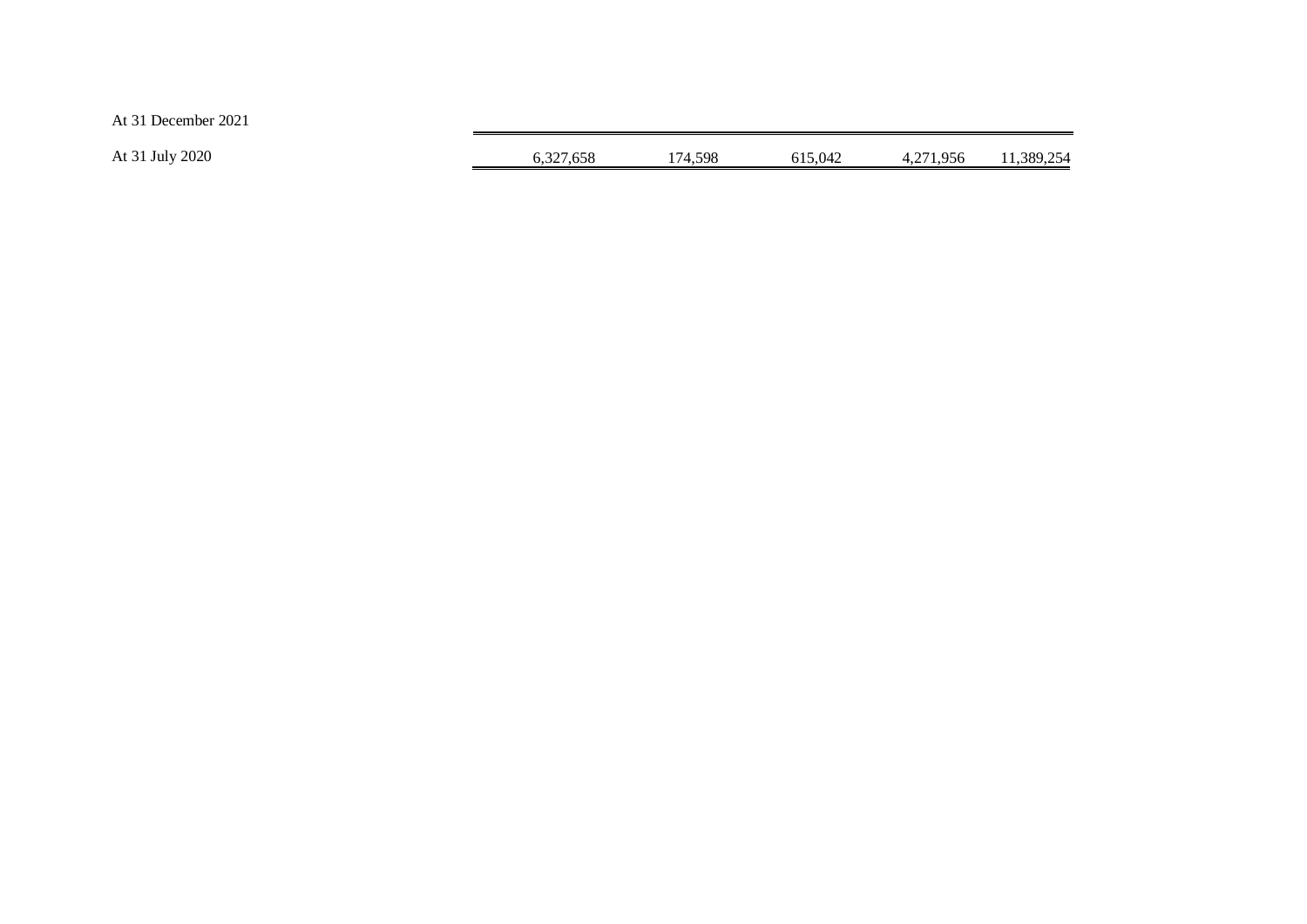| | | | | | |
|---|---|---|---|---|---|
| At 31 December 2021 | | | | | |
| At 31 July 2020 | 6,327,658 | 174,598 | 615,042 | 4,271,956 | 11,389,254 |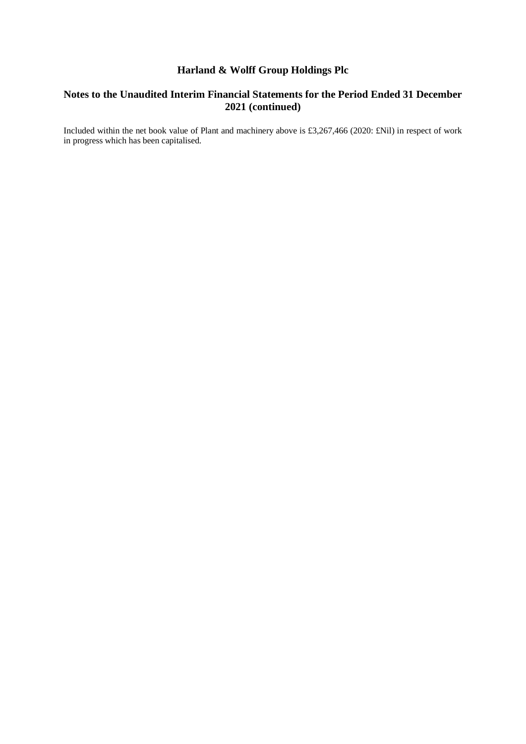Included within the net book value of Plant and machinery above is £3,267,466 (2020: £Nil) in respect of work in progress which has been capitalised.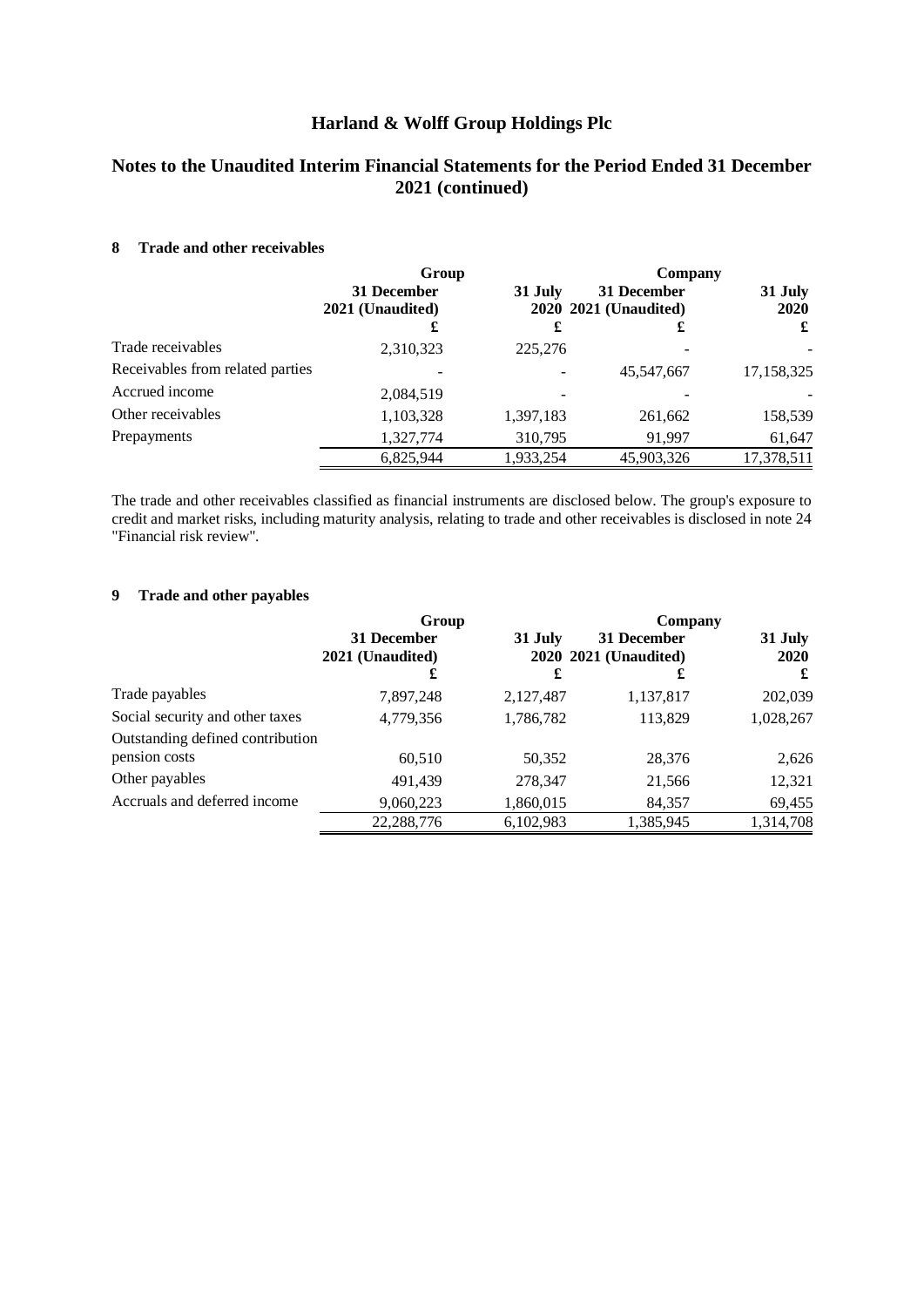# Harland & Wolff Group Holdings Plc

## Notes to the Unaudited Interim Financial Statements for the Period Ended 31 December 2021 (continued)

### 8 Trade and other receivables

| | Group | | Company | |
|---|---|---|---|---|
| | 31 December 2021 (Unaudited) | 31 July 2020 | 31 December 2021 (Unaudited) | 31 July 2020 |
| | £ | £ | £ | £ |
| Trade receivables | 2,310,323 | 225,276 | - | - |
| Receivables from related parties | - | - | 45,547,667 | 17,158,325 |
| Accrued income | 2,084,519 | - | - | - |
| Other receivables | 1,103,328 | 1,397,183 | 261,662 | 158,539 |
| Prepayments | 1,327,774 | 310,795 | 91,997 | 61,647 |
| | 6,825,944 | 1,933,254 | 45,903,326 | 17,378,511 |

The trade and other receivables classified as financial instruments are disclosed below. The group's exposure to credit and market risks, including maturity analysis, relating to trade and other receivables is disclosed in note 24 "Financial risk review".

### 9 Trade and other payables

| | Group | | Company | |
|---|---|---|---|---|
| | 31 December 2021 (Unaudited) | 31 July 2020 | 31 December 2021 (Unaudited) | 31 July 2020 |
| | £ | £ | £ | £ |
| Trade payables | 7,897,248 | 2,127,487 | 1,137,817 | 202,039 |
| Social security and other taxes | 4,779,356 | 1,786,782 | 113,829 | 1,028,267 |
| Outstanding defined contribution pension costs | 60,510 | 50,352 | 28,376 | 2,626 |
| Other payables | 491,439 | 278,347 | 21,566 | 12,321 |
| Accruals and deferred income | 9,060,223 | 1,860,015 | 84,357 | 69,455 |
| | 22,288,776 | 6,102,983 | 1,385,945 | 1,314,708 |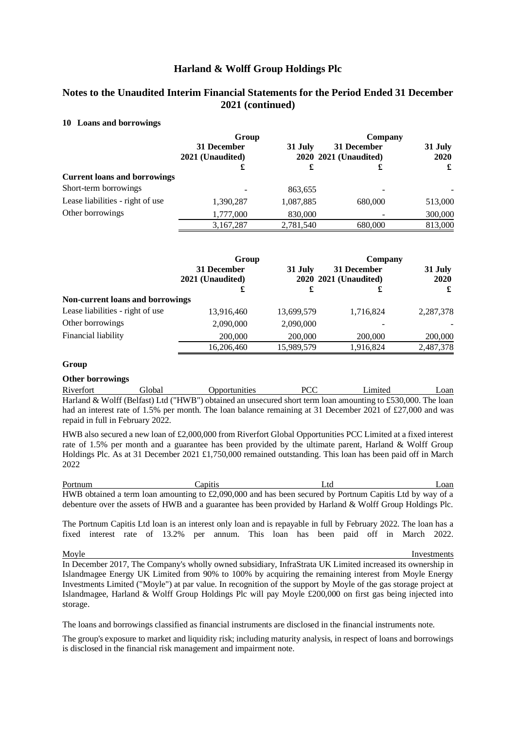# Harland & Wolff Group Holdings Plc

## Notes to the Unaudited Interim Financial Statements for the Period Ended 31 December 2021 (continued)

### 10 Loans and borrowings

| | Group | | Company | |
|---|---|---|---|---|
| | 31 December 2021 (Unaudited) | 31 July 2020 | 31 December 2021 (Unaudited) | 31 July 2020 |
| | £ | £ | £ | £ |
| **Current loans and borrowings** | | | | |
| Short-term borrowings | - | 863,655 | - | - |
| Lease liabilities - right of use | 1,390,287 | 1,087,885 | 680,000 | 513,000 |
| Other borrowings | 1,777,000 | 830,000 | - | 300,000 |
| | 3,167,287 | 2,781,540 | 680,000 | 813,000 |

| | Group | | Company | |
|---|---|---|---|---|
| | 31 December 2021 (Unaudited) | 31 July 2020 | 31 December 2021 (Unaudited) | 31 July 2020 |
| | £ | £ | £ | £ |
| **Non-current loans and borrowings** | | | | |
| Lease liabilities - right of use | 13,916,460 | 13,699,579 | 1,716,824 | 2,287,378 |
| Other borrowings | 2,090,000 | 2,090,000 | - | - |
| Financial liability | 200,000 | 200,000 | 200,000 | 200,000 |
| | 16,206,460 | 15,989,579 | 1,916,824 | 2,487,378 |

**Group**

**Other borrowings**

Riverfort Global Opportunities PCC Limited Loan

Harland & Wolff (Belfast) Ltd ("HWB") obtained an unsecured short term loan amounting to £530,000. The loan had an interest rate of 1.5% per month. The loan balance remaining at 31 December 2021 of £27,000 and was repaid in full in February 2022.

HWB also secured a new loan of £2,000,000 from Riverfort Global Opportunities PCC Limited at a fixed interest rate of 1.5% per month and a guarantee has been provided by the ultimate parent, Harland & Wolff Group Holdings Plc. As at 31 December 2021 £1,750,000 remained outstanding. This loan has been paid off in March 2022

Portnum Capitis Ltd Loan

HWB obtained a term loan amounting to £2,090,000 and has been secured by Portnum Capitis Ltd by way of a debenture over the assets of HWB and a guarantee has been provided by Harland & Wolff Group Holdings Plc.

The Portnum Capitis Ltd loan is an interest only loan and is repayable in full by February 2022. The loan has a fixed interest rate of 13.2% per annum. This loan has been paid off in March 2022.

Moyle Investments

In December 2017, The Company's wholly owned subsidiary, InfraStrata UK Limited increased its ownership in Islandmagee Energy UK Limited from 90% to 100% by acquiring the remaining interest from Moyle Energy Investments Limited ("Moyle") at par value. In recognition of the support by Moyle of the gas storage project at Islandmagee, Harland & Wolff Group Holdings Plc will pay Moyle £200,000 on first gas being injected into storage.

The loans and borrowings classified as financial instruments are disclosed in the financial instruments note.

The group's exposure to market and liquidity risk; including maturity analysis, in respect of loans and borrowings is disclosed in the financial risk management and impairment note.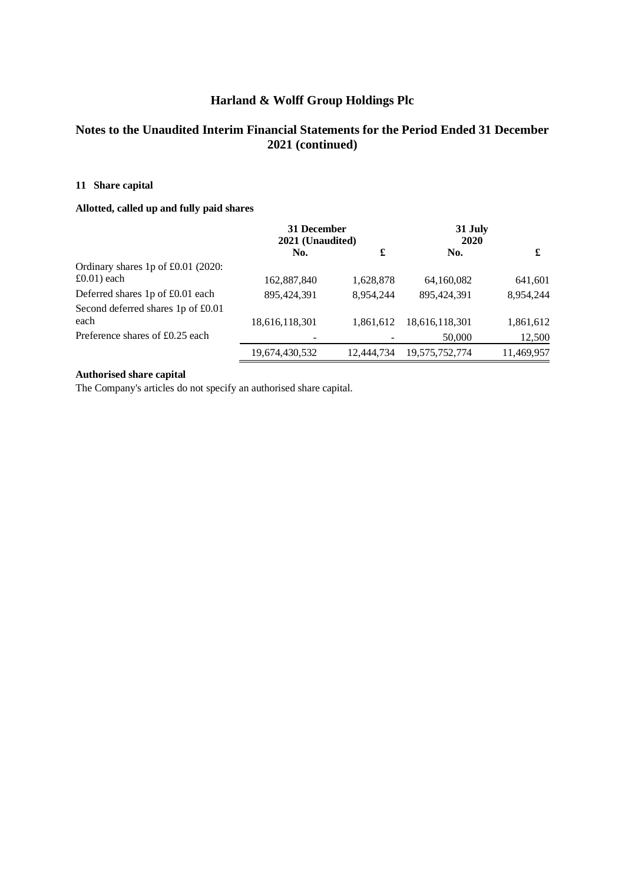# Harland & Wolff Group Holdings Plc

## Notes to the Unaudited Interim Financial Statements for the Period Ended 31 December 2021 (continued)

### 11 Share capital

**Allotted, called up and fully paid shares**

| | 31 December 2021 (Unaudited) | | 31 July 2020 | |
|---|---|---|---|---|
| | No. | £ | No. | £ |
| Ordinary shares 1p of £0.01 (2020: £0.01) each | 162,887,840 | 1,628,878 | 64,160,082 | 641,601 |
| Deferred shares 1p of £0.01 each | 895,424,391 | 8,954,244 | 895,424,391 | 8,954,244 |
| Second deferred shares 1p of £0.01 each | 18,616,118,301 | 1,861,612 | 18,616,118,301 | 1,861,612 |
| Preference shares of £0.25 each | - | - | 50,000 | 12,500 |
| | 19,674,430,532 | 12,444,734 | 19,575,752,774 | 11,469,957 |

**Authorised share capital**

The Company's articles do not specify an authorised share capital.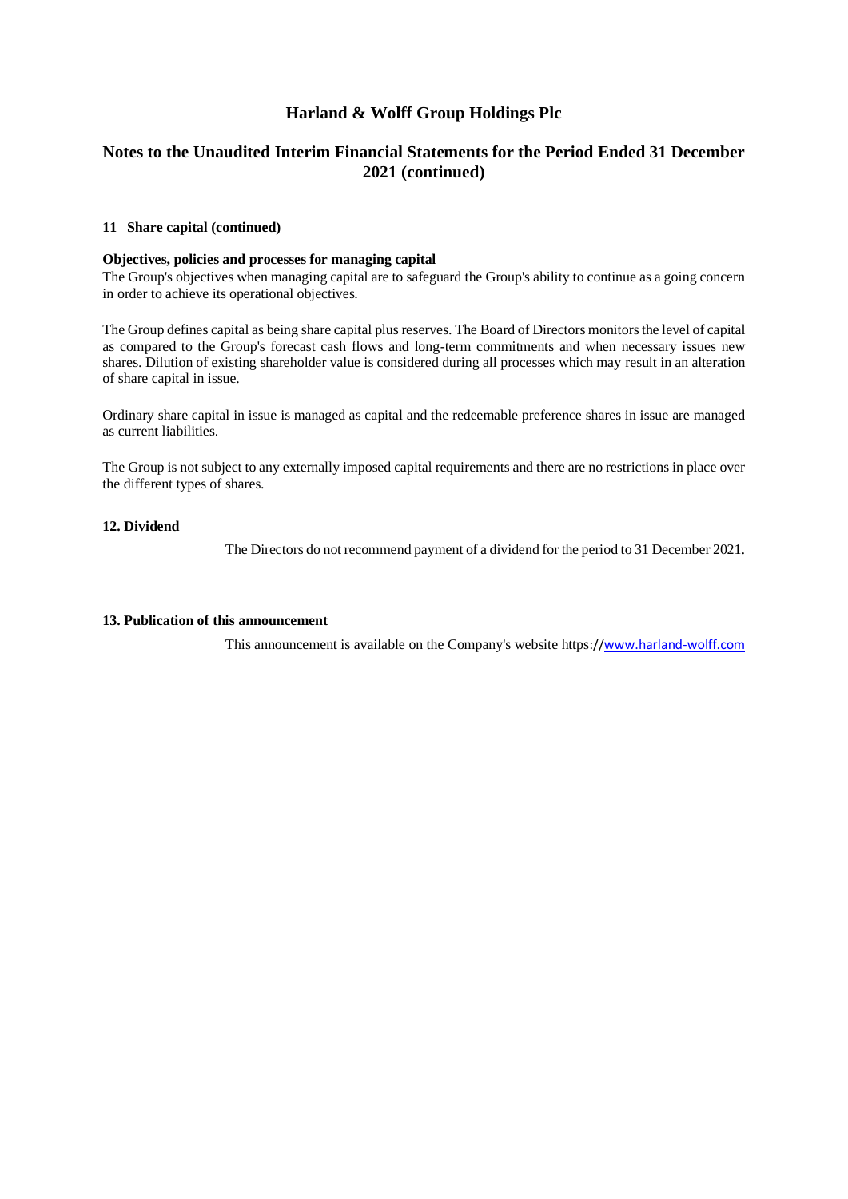## Harland & Wolff Group Holdings Plc

## Notes to the Unaudited Interim Financial Statements for the Period Ended 31 December 2021 (continued)

**11 Share capital (continued)**

**Objectives, policies and processes for managing capital**

The Group's objectives when managing capital are to safeguard the Group's ability to continue as a going concern in order to achieve its operational objectives.

The Group defines capital as being share capital plus reserves. The Board of Directors monitors the level of capital as compared to the Group's forecast cash flows and long-term commitments and when necessary issues new shares. Dilution of existing shareholder value is considered during all processes which may result in an alteration of share capital in issue.

Ordinary share capital in issue is managed as capital and the redeemable preference shares in issue are managed as current liabilities.

The Group is not subject to any externally imposed capital requirements and there are no restrictions in place over the different types of shares.

**12. Dividend**

The Directors do not recommend payment of a dividend for the period to 31 December 2021.

**13. Publication of this announcement**

This announcement is available on the Company's website https://www.harland-wolff.com